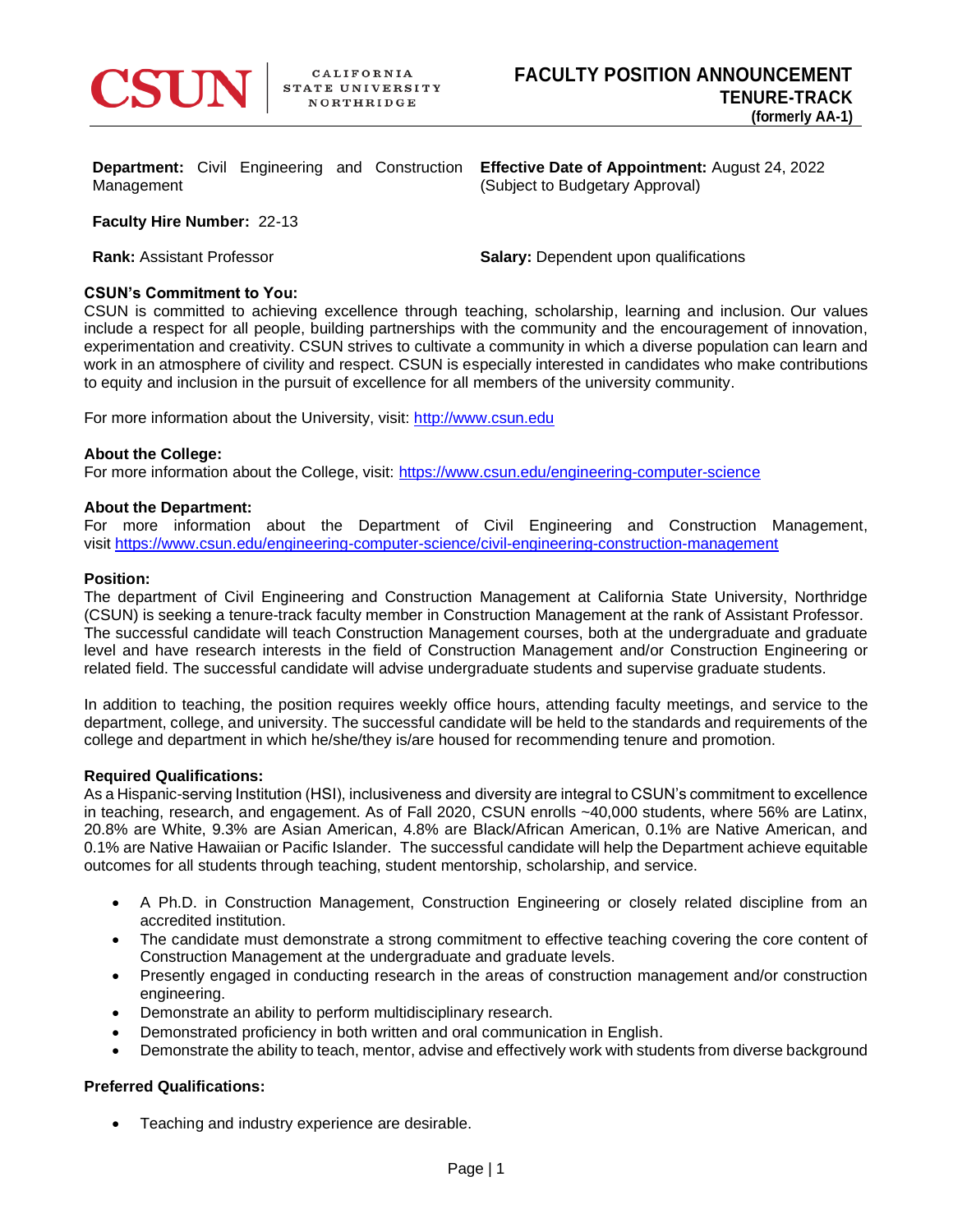CSUN | CALIFORNIA STATE UNIVERSITY NORTHRIDGE

# FACULTY POSITION ANNOUNCEMENT
## TENURE-TRACK
**(formerly AA-1)**

**Department:** Civil Engineering and Construction Management

**Effective Date of Appointment:** August 24, 2022 (Subject to Budgetary Approval)

**Faculty Hire Number:** 22-13

**Rank:** Assistant Professor

**Salary:** Dependent upon qualifications

**CSUN's Commitment to You:**
CSUN is committed to achieving excellence through teaching, scholarship, learning and inclusion. Our values include a respect for all people, building partnerships with the community and the encouragement of innovation, experimentation and creativity. CSUN strives to cultivate a community in which a diverse population can learn and work in an atmosphere of civility and respect. CSUN is especially interested in candidates who make contributions to equity and inclusion in the pursuit of excellence for all members of the university community.

For more information about the University, visit: http://www.csun.edu

**About the College:**
For more information about the College, visit: https://www.csun.edu/engineering-computer-science

**About the Department:**
For more information about the Department of Civil Engineering and Construction Management, visit https://www.csun.edu/engineering-computer-science/civil-engineering-construction-management

**Position:**
The department of Civil Engineering and Construction Management at California State University, Northridge (CSUN) is seeking a tenure-track faculty member in Construction Management at the rank of Assistant Professor. The successful candidate will teach Construction Management courses, both at the undergraduate and graduate level and have research interests in the field of Construction Management and/or Construction Engineering or related field. The successful candidate will advise undergraduate students and supervise graduate students.

In addition to teaching, the position requires weekly office hours, attending faculty meetings, and service to the department, college, and university. The successful candidate will be held to the standards and requirements of the college and department in which he/she/they is/are housed for recommending tenure and promotion.

**Required Qualifications:**
As a Hispanic-serving Institution (HSI), inclusiveness and diversity are integral to CSUN's commitment to excellence in teaching, research, and engagement. As of Fall 2020, CSUN enrolls ~40,000 students, where 56% are Latinx, 20.8% are White, 9.3% are Asian American, 4.8% are Black/African American, 0.1% are Native American, and 0.1% are Native Hawaiian or Pacific Islander. The successful candidate will help the Department achieve equitable outcomes for all students through teaching, student mentorship, scholarship, and service.

- A Ph.D. in Construction Management, Construction Engineering or closely related discipline from an accredited institution.
- The candidate must demonstrate a strong commitment to effective teaching covering the core content of Construction Management at the undergraduate and graduate levels.
- Presently engaged in conducting research in the areas of construction management and/or construction engineering.
- Demonstrate an ability to perform multidisciplinary research.
- Demonstrated proficiency in both written and oral communication in English.
- Demonstrate the ability to teach, mentor, advise and effectively work with students from diverse background

**Preferred Qualifications:**

- Teaching and industry experience are desirable.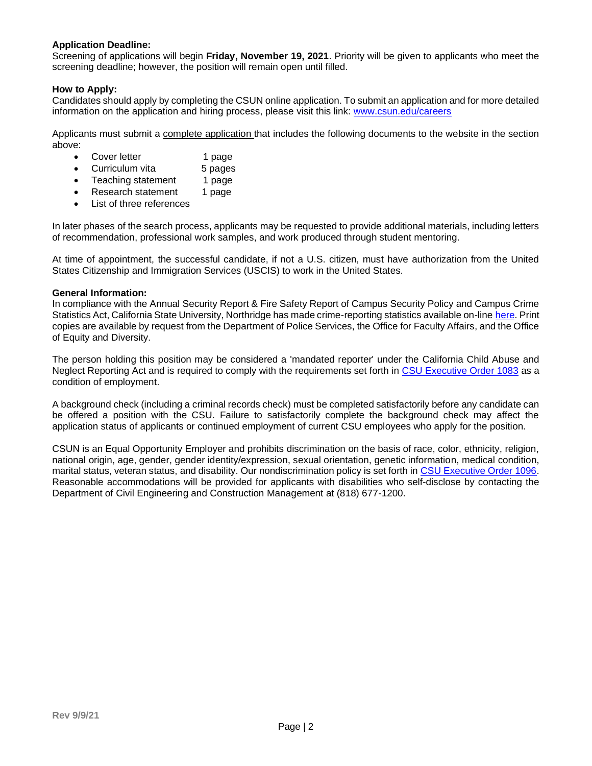**Application Deadline:**
Screening of applications will begin **Friday, November 19, 2021**. Priority will be given to applicants who meet the screening deadline; however, the position will remain open until filled.

**How to Apply:**
Candidates should apply by completing the CSUN online application. To submit an application and for more detailed information on the application and hiring process, please visit this link: [www.csun.edu/careers](www.csun.edu/careers)

Applicants must submit a complete application that includes the following documents to the website in the section above:

- Cover letter 1 page
- Curriculum vita 5 pages
- Teaching statement 1 page
- Research statement 1 page
- List of three references

In later phases of the search process, applicants may be requested to provide additional materials, including letters of recommendation, professional work samples, and work produced through student mentoring.

At time of appointment, the successful candidate, if not a U.S. citizen, must have authorization from the United States Citizenship and Immigration Services (USCIS) to work in the United States.

**General Information:**
In compliance with the Annual Security Report & Fire Safety Report of Campus Security Policy and Campus Crime Statistics Act, California State University, Northridge has made crime-reporting statistics available on-line here. Print copies are available by request from the Department of Police Services, the Office for Faculty Affairs, and the Office of Equity and Diversity.

The person holding this position may be considered a 'mandated reporter' under the California Child Abuse and Neglect Reporting Act and is required to comply with the requirements set forth in CSU Executive Order 1083 as a condition of employment.

A background check (including a criminal records check) must be completed satisfactorily before any candidate can be offered a position with the CSU. Failure to satisfactorily complete the background check may affect the application status of applicants or continued employment of current CSU employees who apply for the position.

CSUN is an Equal Opportunity Employer and prohibits discrimination on the basis of race, color, ethnicity, religion, national origin, age, gender, gender identity/expression, sexual orientation, genetic information, medical condition, marital status, veteran status, and disability. Our nondiscrimination policy is set forth in CSU Executive Order 1096. Reasonable accommodations will be provided for applicants with disabilities who self-disclose by contacting the Department of Civil Engineering and Construction Management at (818) 677-1200.

Rev 9/9/21